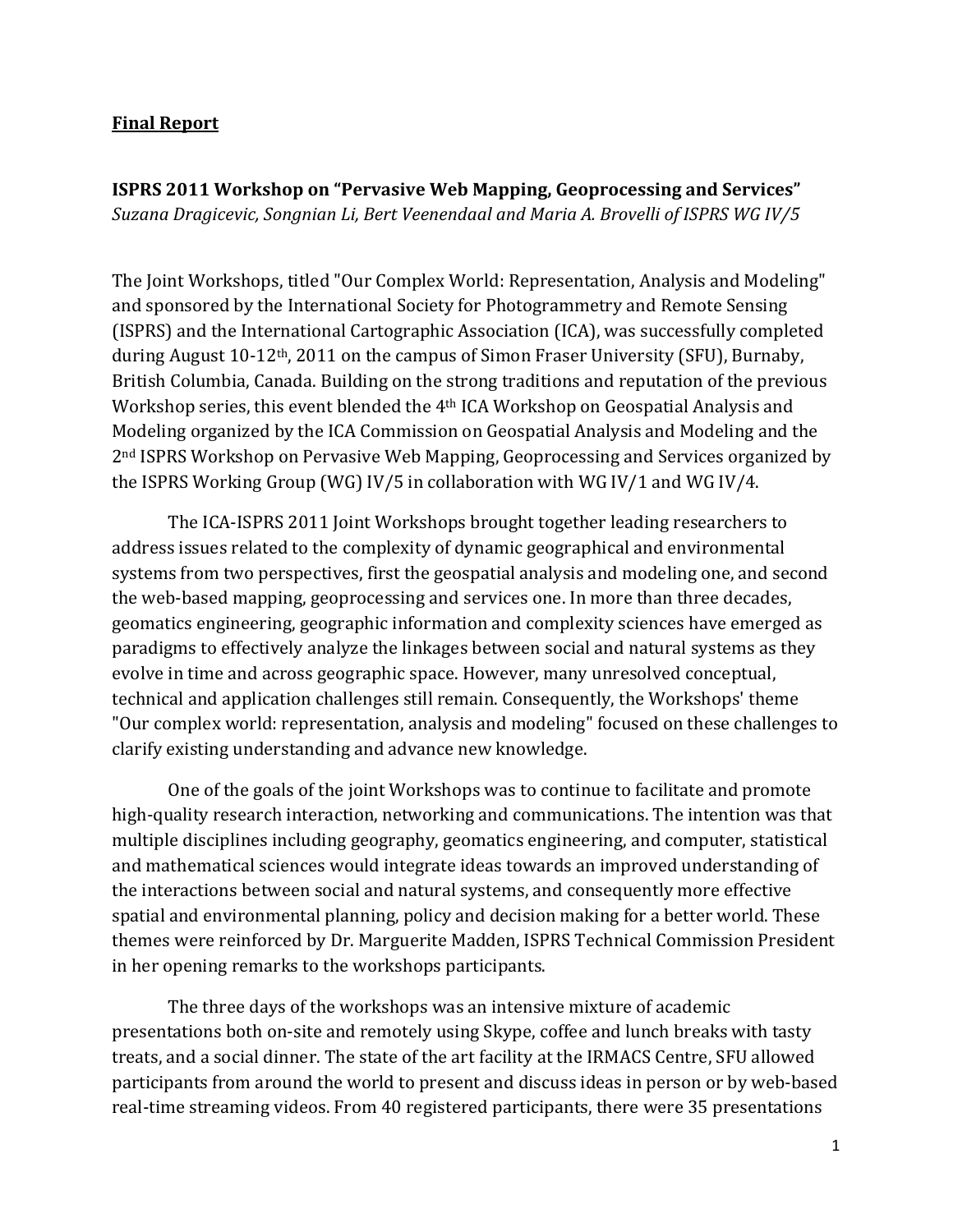**Final Report**

**ISPRS 2011 Workshop on "Pervasive Web Mapping, Geoprocessing and Services"**
*Suzana Dragicevic, Songnian Li, Bert Veenendaal and Maria A. Brovelli of ISPRS WG IV/5*

The Joint Workshops, titled "Our Complex World: Representation, Analysis and Modeling" and sponsored by the International Society for Photogrammetry and Remote Sensing (ISPRS) and the International Cartographic Association (ICA), was successfully completed during August 10-12th, 2011 on the campus of Simon Fraser University (SFU), Burnaby, British Columbia, Canada. Building on the strong traditions and reputation of the previous Workshop series, this event blended the 4th ICA Workshop on Geospatial Analysis and Modeling organized by the ICA Commission on Geospatial Analysis and Modeling and the 2nd ISPRS Workshop on Pervasive Web Mapping, Geoprocessing and Services organized by the ISPRS Working Group (WG) IV/5 in collaboration with WG IV/1 and WG IV/4.

The ICA-ISPRS 2011 Joint Workshops brought together leading researchers to address issues related to the complexity of dynamic geographical and environmental systems from two perspectives, first the geospatial analysis and modeling one, and second the web-based mapping, geoprocessing and services one. In more than three decades, geomatics engineering, geographic information and complexity sciences have emerged as paradigms to effectively analyze the linkages between social and natural systems as they evolve in time and across geographic space. However, many unresolved conceptual, technical and application challenges still remain. Consequently, the Workshops' theme "Our complex world: representation, analysis and modeling" focused on these challenges to clarify existing understanding and advance new knowledge.

One of the goals of the joint Workshops was to continue to facilitate and promote high-quality research interaction, networking and communications. The intention was that multiple disciplines including geography, geomatics engineering, and computer, statistical and mathematical sciences would integrate ideas towards an improved understanding of the interactions between social and natural systems, and consequently more effective spatial and environmental planning, policy and decision making for a better world. These themes were reinforced by Dr. Marguerite Madden, ISPRS Technical Commission President in her opening remarks to the workshops participants.

The three days of the workshops was an intensive mixture of academic presentations both on-site and remotely using Skype, coffee and lunch breaks with tasty treats, and a social dinner. The state of the art facility at the IRMACS Centre, SFU allowed participants from around the world to present and discuss ideas in person or by web-based real-time streaming videos. From 40 registered participants, there were 35 presentations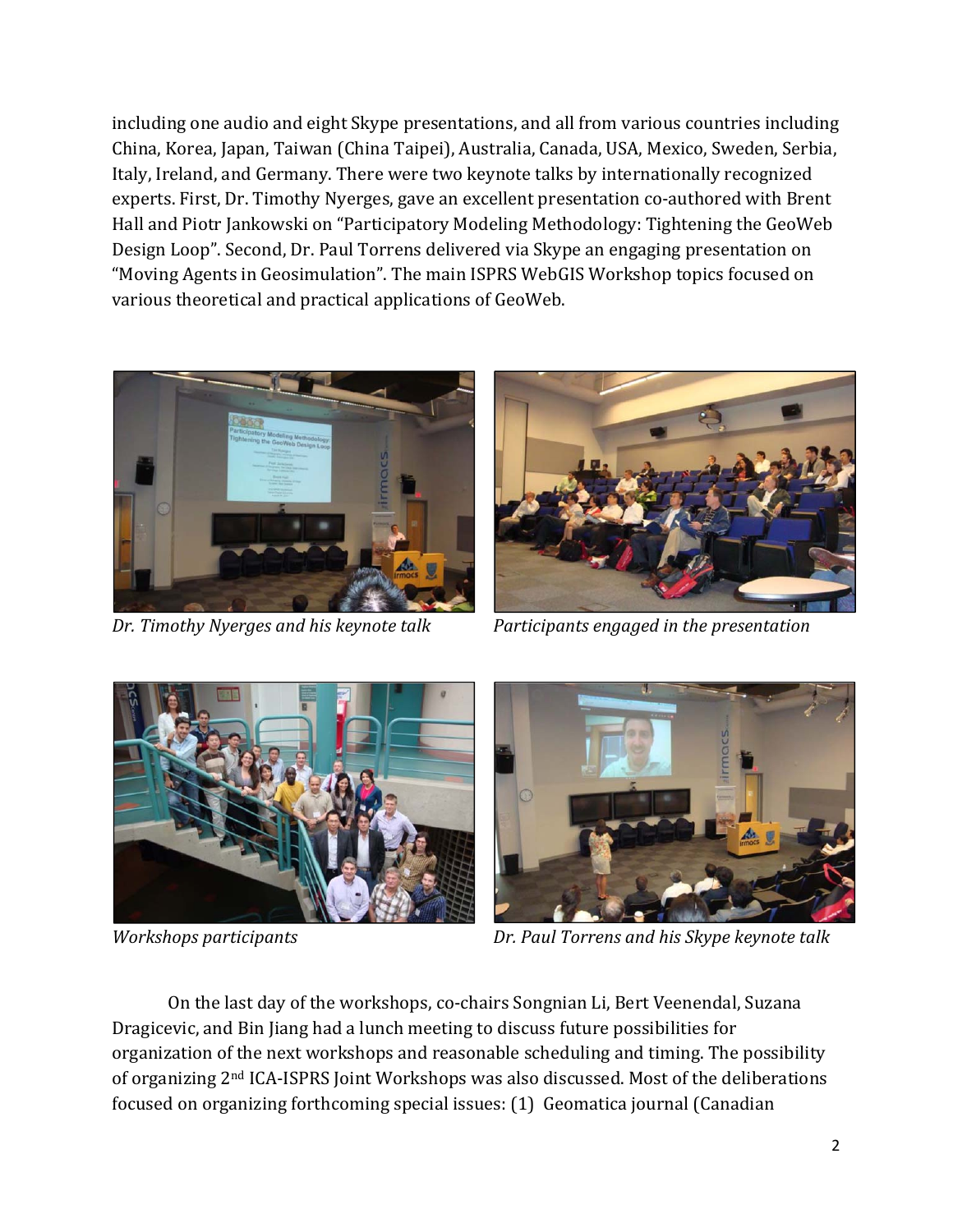including one audio and eight Skype presentations, and all from various countries including China, Korea, Japan, Taiwan (China Taipei), Australia, Canada, USA, Mexico, Sweden, Serbia, Italy, Ireland, and Germany. There were two keynote talks by internationally recognized experts. First, Dr. Timothy Nyerges, gave an excellent presentation co-authored with Brent Hall and Piotr Jankowski on "Participatory Modeling Methodology: Tightening the GeoWeb Design Loop". Second, Dr. Paul Torrens delivered via Skype an engaging presentation on "Moving Agents in Geosimulation". The main ISPRS WebGIS Workshop topics focused on various theoretical and practical applications of GeoWeb.

*Dr. Timothy Nyerges and his keynote talk*

*Participants engaged in the presentation*

*Workshops participants*

*Dr. Paul Torrens and his Skype keynote talk*

On the last day of the workshops, co-chairs Songnian Li, Bert Veenendal, Suzana Dragicevic, and Bin Jiang had a lunch meeting to discuss future possibilities for organization of the next workshops and reasonable scheduling and timing. The possibility of organizing 2nd ICA-ISPRS Joint Workshops was also discussed. Most of the deliberations focused on organizing forthcoming special issues: (1) Geomatica journal (Canadian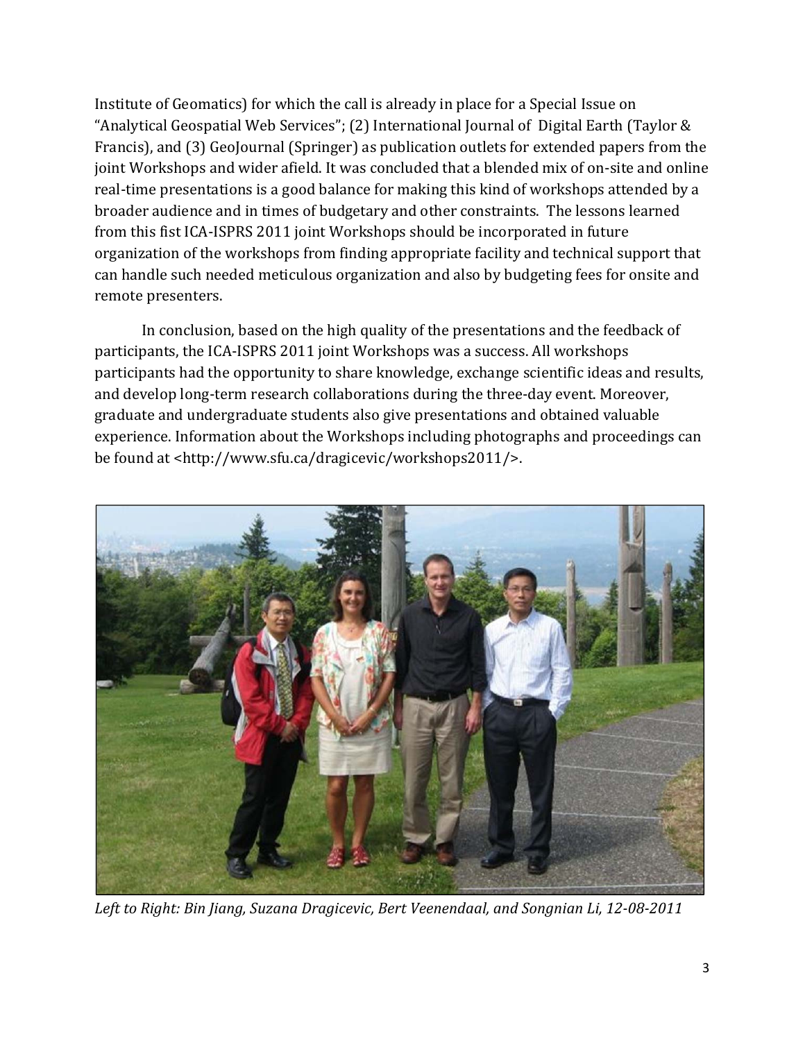Institute of Geomatics) for which the call is already in place for a Special Issue on "Analytical Geospatial Web Services"; (2) International Journal of Digital Earth (Taylor & Francis), and (3) GeoJournal (Springer) as publication outlets for extended papers from the joint Workshops and wider afield. It was concluded that a blended mix of on-site and online real-time presentations is a good balance for making this kind of workshops attended by a broader audience and in times of budgetary and other constraints. The lessons learned from this fist ICA-ISPRS 2011 joint Workshops should be incorporated in future organization of the workshops from finding appropriate facility and technical support that can handle such needed meticulous organization and also by budgeting fees for onsite and remote presenters.

In conclusion, based on the high quality of the presentations and the feedback of participants, the ICA-ISPRS 2011 joint Workshops was a success. All workshops participants had the opportunity to share knowledge, exchange scientific ideas and results, and develop long-term research collaborations during the three-day event. Moreover, graduate and undergraduate students also give presentations and obtained valuable experience. Information about the Workshops including photographs and proceedings can be found at <http://www.sfu.ca/dragicevic/workshops2011/>.

*Left to Right: Bin Jiang, Suzana Dragicevic, Bert Veenendaal, and Songnian Li, 12-08-2011*